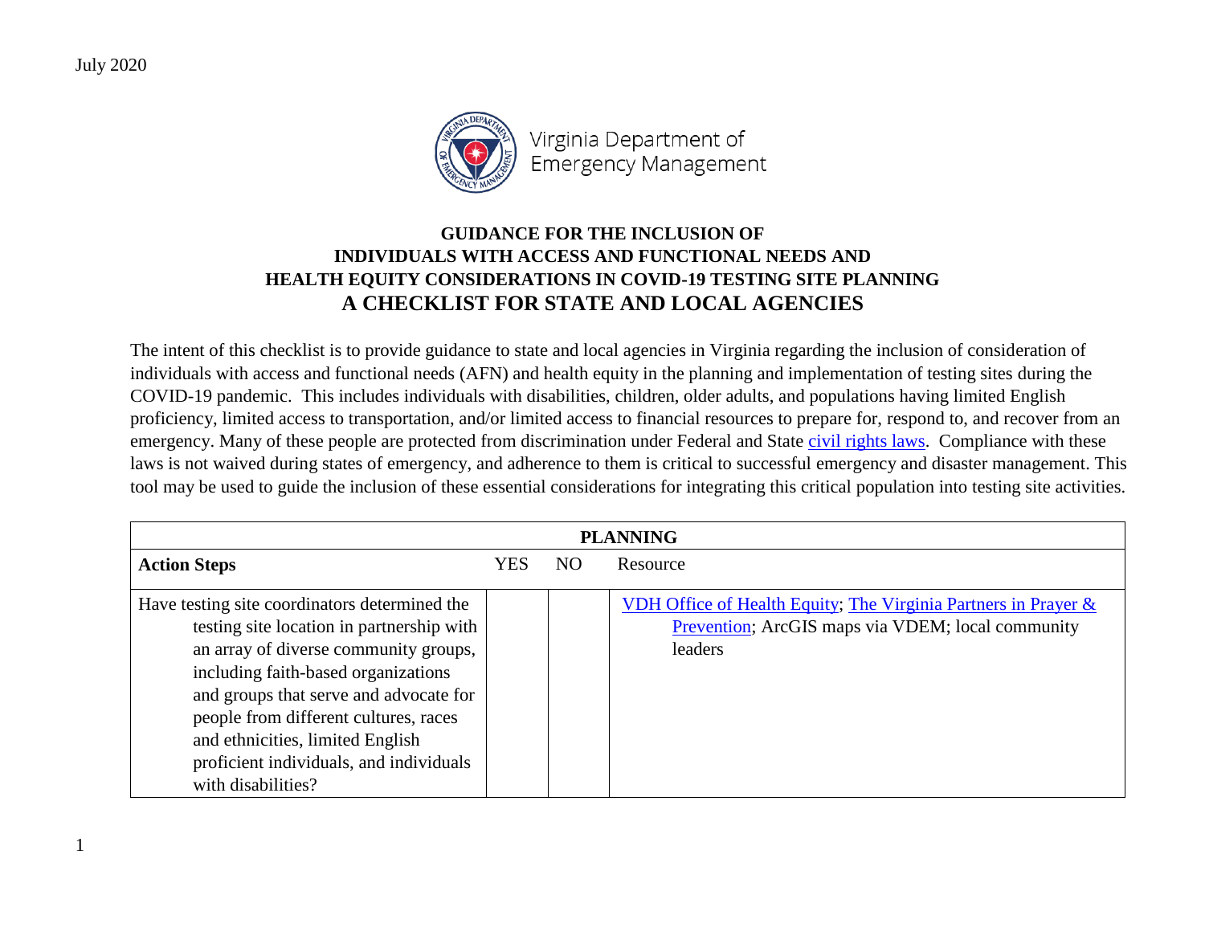July 2020

Virginia Department of Emergency Management

# GUIDANCE FOR THE INCLUSION OF INDIVIDUALS WITH ACCESS AND FUNCTIONAL NEEDS AND HEALTH EQUITY CONSIDERATIONS IN COVID-19 TESTING SITE PLANNING

## A CHECKLIST FOR STATE AND LOCAL AGENCIES

The intent of this checklist is to provide guidance to state and local agencies in Virginia regarding the inclusion of consideration of individuals with access and functional needs (AFN) and health equity in the planning and implementation of testing sites during the COVID-19 pandemic. This includes individuals with disabilities, children, older adults, and populations having limited English proficiency, limited access to transportation, and/or limited access to financial resources to prepare for, respond to, and recover from an emergency. Many of these people are protected from discrimination under Federal and State civil rights laws. Compliance with these laws is not waived during states of emergency, and adherence to them is critical to successful emergency and disaster management. This tool may be used to guide the inclusion of these essential considerations for integrating this critical population into testing site activities.

| PLANNING | | | |
|---|---|---|---|
| **Action Steps** | YES | NO | Resource |
| Have testing site coordinators determined the testing site location in partnership with an array of diverse community groups, including faith-based organizations and groups that serve and advocate for people from different cultures, races and ethnicities, limited English proficient individuals, and individuals with disabilities? | | | VDH Office of Health Equity; The Virginia Partners in Prayer & Prevention; ArcGIS maps via VDEM; local community leaders |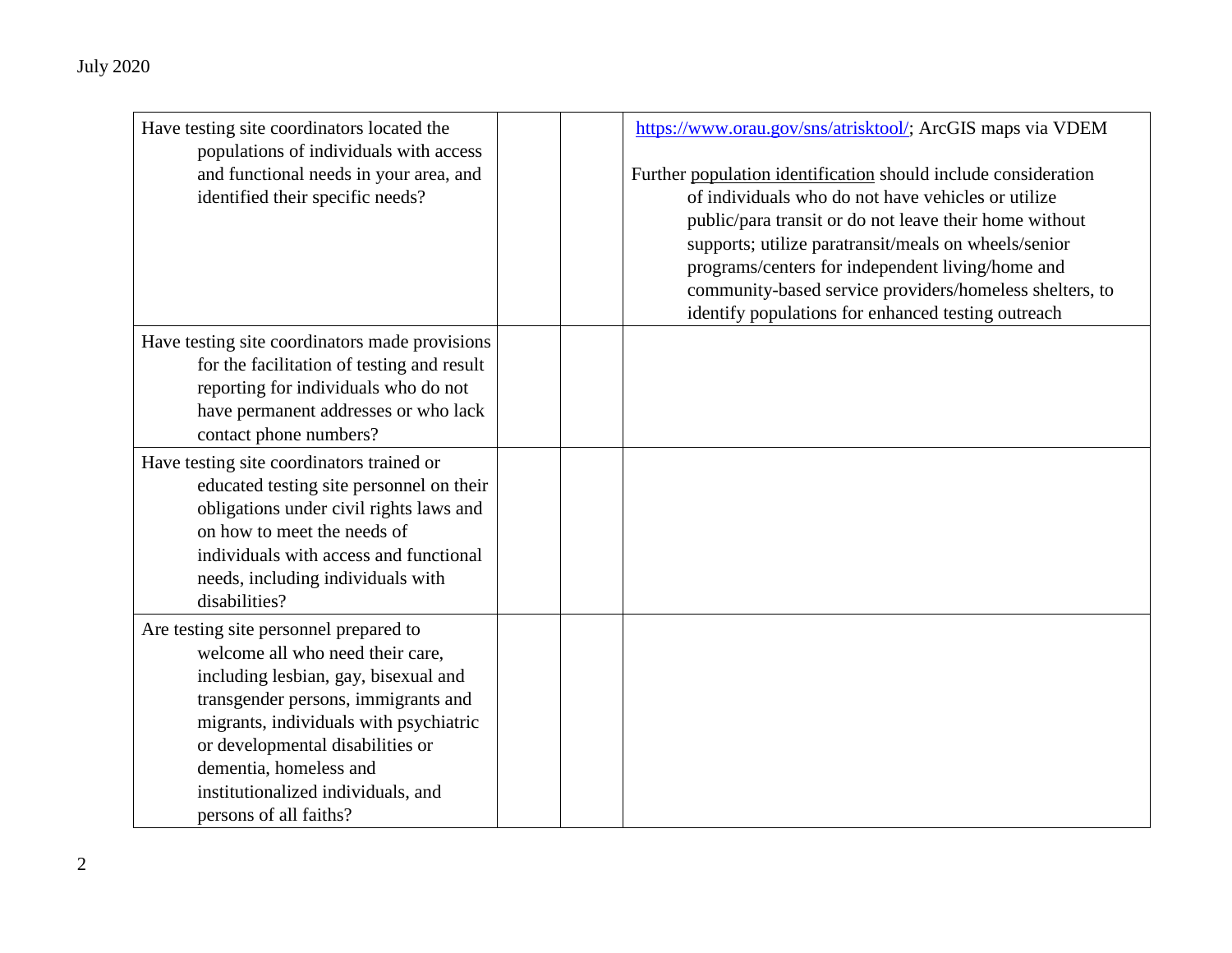| | | | |
|---|---|---|---|
| Have testing site coordinators located the populations of individuals with access and functional needs in your area, and identified their specific needs? | | | https://www.orau.gov/sns/atrisktool/; ArcGIS maps via VDEM<br><br>Further population identification should include consideration of individuals who do not have vehicles or utilize public/para transit or do not leave their home without supports; utilize paratransit/meals on wheels/senior programs/centers for independent living/home and community-based service providers/homeless shelters, to identify populations for enhanced testing outreach |
| Have testing site coordinators made provisions for the facilitation of testing and result reporting for individuals who do not have permanent addresses or who lack contact phone numbers? | | | |
| Have testing site coordinators trained or educated testing site personnel on their obligations under civil rights laws and on how to meet the needs of individuals with access and functional needs, including individuals with disabilities? | | | |
| Are testing site personnel prepared to welcome all who need their care, including lesbian, gay, bisexual and transgender persons, immigrants and migrants, individuals with psychiatric or developmental disabilities or dementia, homeless and institutionalized individuals, and persons of all faiths? | | | |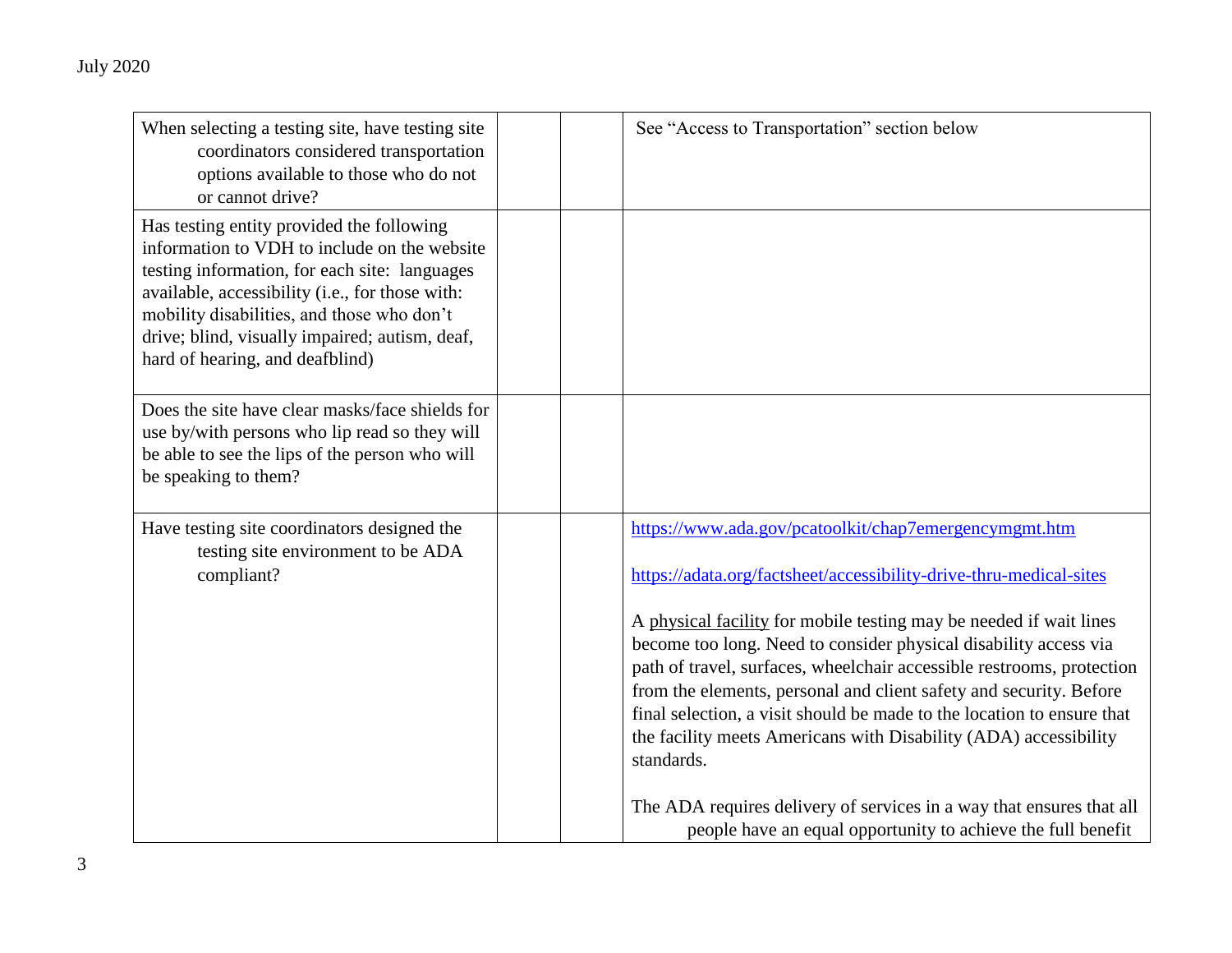| | | | |
|---|---|---|---|
| When selecting a testing site, have testing site coordinators considered transportation options available to those who do not or cannot drive? | | | See "Access to Transportation" section below |
| Has testing entity provided the following information to VDH to include on the website testing information, for each site: languages available, accessibility (i.e., for those with: mobility disabilities, and those who don't drive; blind, visually impaired; autism, deaf, hard of hearing, and deafblind) | | | |
| Does the site have clear masks/face shields for use by/with persons who lip read so they will be able to see the lips of the person who will be speaking to them? | | | |
| Have testing site coordinators designed the testing site environment to be ADA compliant? | | | https://www.ada.gov/pcatoolkit/chap7emergencymgmt.htm<br><br>https://adata.org/factsheet/accessibility-drive-thru-medical-sites<br><br>A physical facility for mobile testing may be needed if wait lines become too long. Need to consider physical disability access via path of travel, surfaces, wheelchair accessible restrooms, protection from the elements, personal and client safety and security. Before final selection, a visit should be made to the location to ensure that the facility meets Americans with Disability (ADA) accessibility standards.<br><br>The ADA requires delivery of services in a way that ensures that all people have an equal opportunity to achieve the full benefit |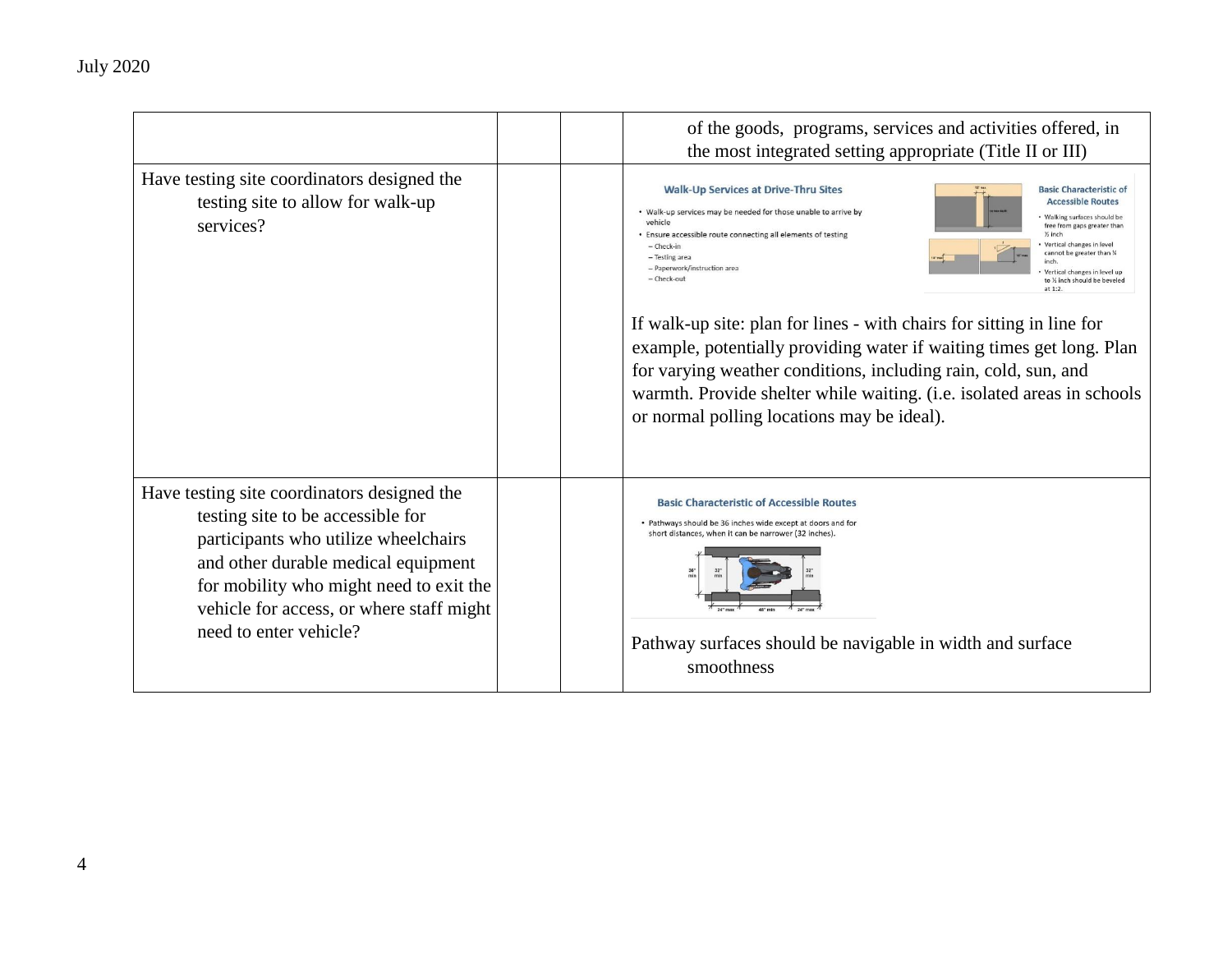| | | | |
|---|---|---|---|
| | | | of the goods, programs, services and activities offered, in the most integrated setting appropriate (Title II or III) |
| Have testing site coordinators designed the testing site to allow for walk-up services? | | | **Walk-Up Services at Drive-Thru Sites**<br>• Walk-up services may be needed for those unable to arrive by vehicle<br>• Ensure accessible route connecting all elements of testing<br>– Check-in<br>– Testing area<br>– Paperwork/instruction area<br>– Check-out<br><br>**Basic Characteristic of Accessible Routes**<br>• Walking surfaces should be free from gaps greater than ½ inch<br>• Vertical changes in level cannot be greater than ¼ inch.<br>• Vertical changes in level up to ½ inch should be beveled at 1:2.<br><br>If walk-up site: plan for lines - with chairs for sitting in line for example, potentially providing water if waiting times get long. Plan for varying weather conditions, including rain, cold, sun, and warmth. Provide shelter while waiting. (i.e. isolated areas in schools or normal polling locations may be ideal). |
| Have testing site coordinators designed the testing site to be accessible for participants who utilize wheelchairs and other durable medical equipment for mobility who might need to exit the vehicle for access, or where staff might need to enter vehicle? | | | **Basic Characteristic of Accessible Routes**<br>• Pathways should be 36 inches wide except at doors and for short distances, when it can be narrower (32 inches).<br><br>Pathway surfaces should be navigable in width and surface smoothness |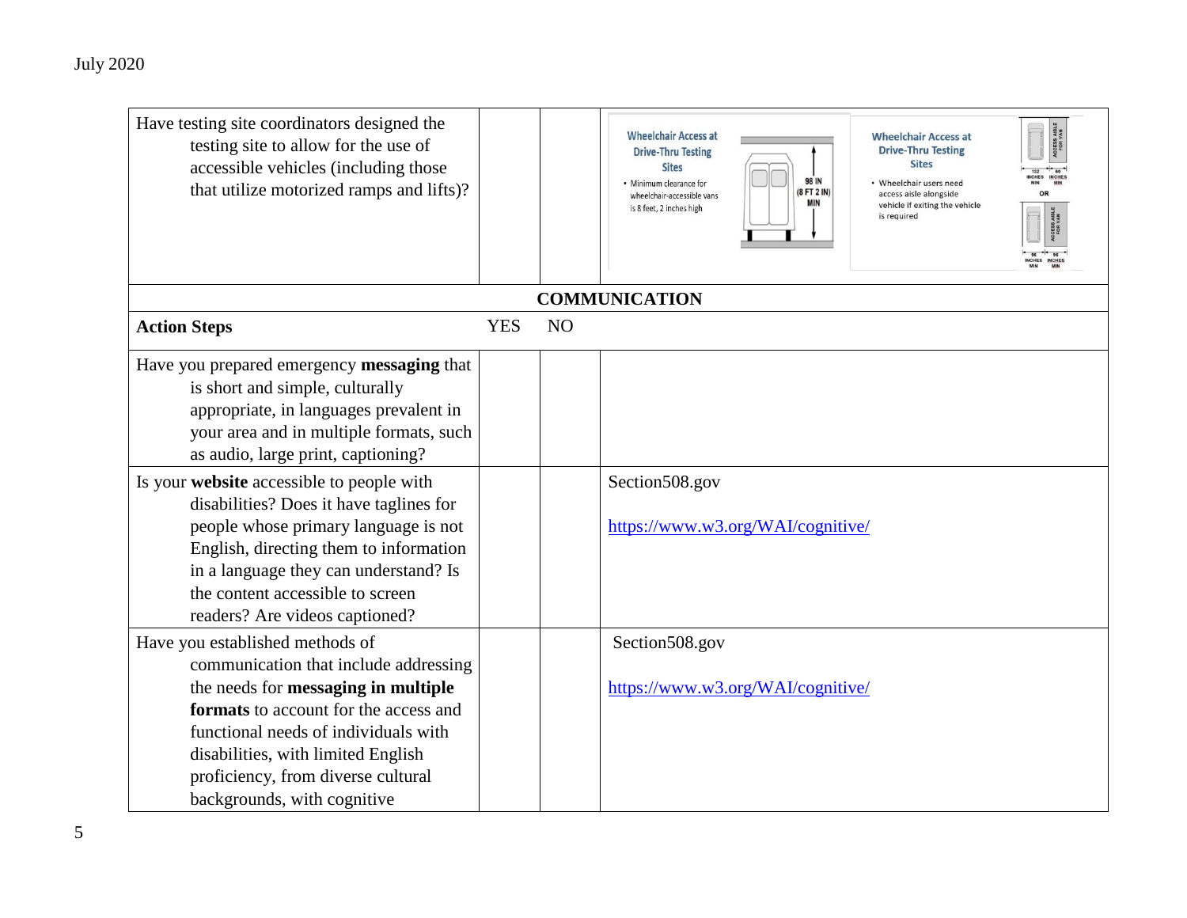| Have testing site coordinators designed the testing site to allow for the use of accessible vehicles (including those that utilize motorized ramps and lifts)? | | | Wheelchair Access at Drive-Thru Testing Sites • Minimum clearance for wheelchair-accessible vans is 8 feet, 2 inches high. 98 IN (8 FT 2 IN) MIN. Wheelchair Access at Drive-Thru Testing Sites • Wheelchair users need access aisle alongside vehicle if exiting the vehicle is required. ACCESS AISLE FOR VAN 132 INCHES MIN 60 INCHES MIN OR ACCESS AISLE FOR VAN 96 INCHES MIN 96 INCHES MIN |
|---|---|---|---|
| **COMMUNICATION** | | | |
| **Action Steps** | YES | NO | |
| Have you prepared emergency **messaging** that is short and simple, culturally appropriate, in languages prevalent in your area and in multiple formats, such as audio, large print, captioning? | | | |
| Is your **website** accessible to people with disabilities? Does it have taglines for people whose primary language is not English, directing them to information in a language they can understand? Is the content accessible to screen readers? Are videos captioned? | | | Section508.gov<br><br>https://www.w3.org/WAI/cognitive/ |
| Have you established methods of communication that include addressing the needs for **messaging in multiple formats** to account for the access and functional needs of individuals with disabilities, with limited English proficiency, from diverse cultural backgrounds, with cognitive | | | Section508.gov<br><br>https://www.w3.org/WAI/cognitive/ |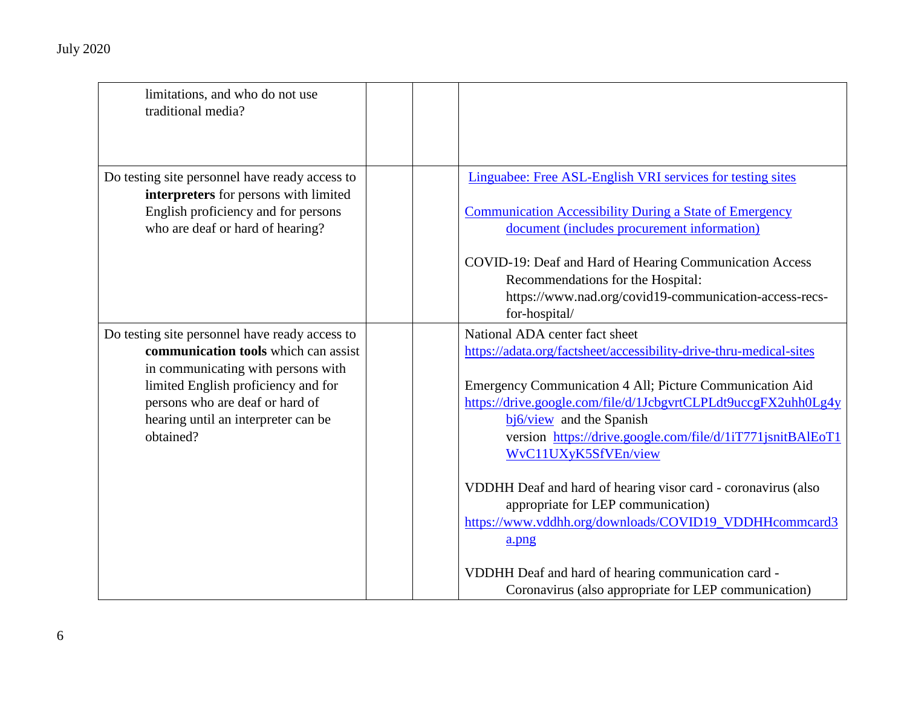| | | | |
|---|---|---|---|
| limitations, and who do not use traditional media? | | | |
| Do testing site personnel have ready access to **interpreters** for persons with limited English proficiency and for persons who are deaf or hard of hearing? | | | Linguabee: Free ASL-English VRI services for testing sites<br><br>Communication Accessibility During a State of Emergency document (includes procurement information)<br><br>COVID-19: Deaf and Hard of Hearing Communication Access Recommendations for the Hospital: https://www.nad.org/covid19-communication-access-recs-for-hospital/ |
| Do testing site personnel have ready access to **communication tools** which can assist in communicating with persons with limited English proficiency and for persons who are deaf or hard of hearing until an interpreter can be obtained? | | | National ADA center fact sheet https://adata.org/factsheet/accessibility-drive-thru-medical-sites<br><br>Emergency Communication 4 All; Picture Communication Aid https://drive.google.com/file/d/1JcbgvrtCLPLdt9uccgFX2uhh0Lg4ybj6/view and the Spanish version https://drive.google.com/file/d/1iT771jsnitBAlEoT1WvC11UXyK5SfVEn/view<br><br>VDDHH Deaf and hard of hearing visor card - coronavirus (also appropriate for LEP communication) https://www.vddhh.org/downloads/COVID19_VDDHHcommcard3a.png<br><br>VDDHH Deaf and hard of hearing communication card - Coronavirus (also appropriate for LEP communication) |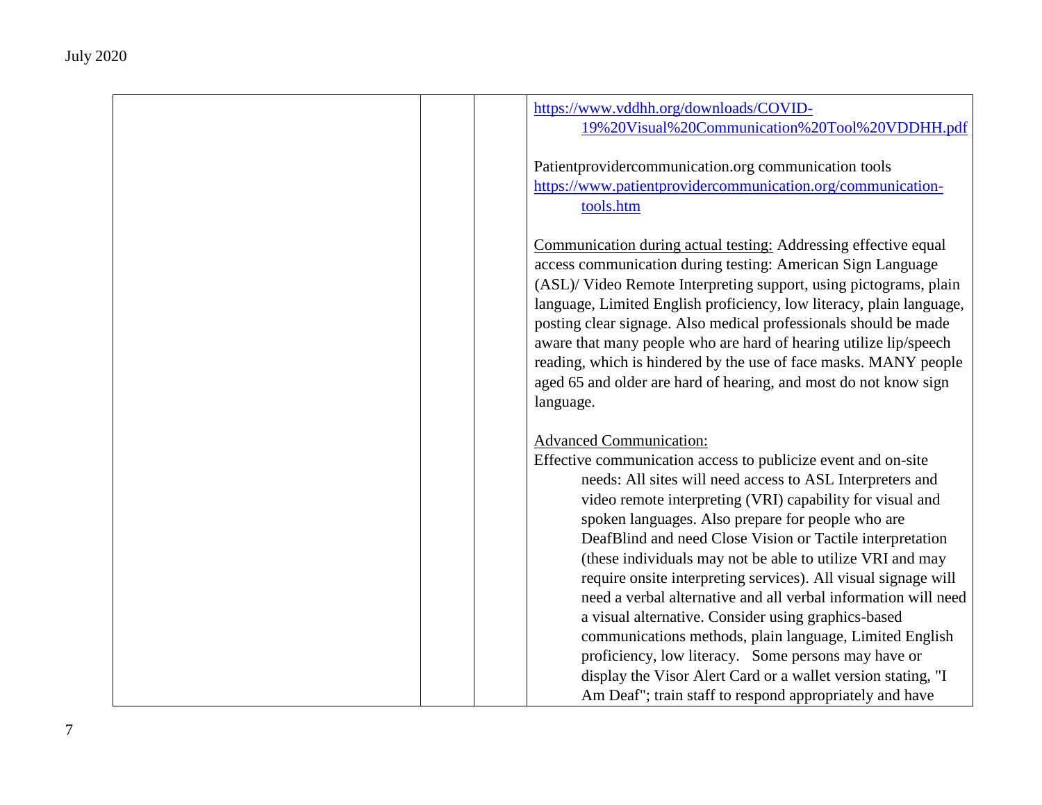| | | | |
|---|---|---|---|
| | | | https://www.vddhh.org/downloads/COVID-19%20Visual%20Communication%20Tool%20VDDHH.pdf<br><br>Patientprovidercommunication.org communication tools https://www.patientprovidercommunication.org/communication-tools.htm<br><br>Communication during actual testing: Addressing effective equal access communication during testing: American Sign Language (ASL)/ Video Remote Interpreting support, using pictograms, plain language, Limited English proficiency, low literacy, plain language, posting clear signage. Also medical professionals should be made aware that many people who are hard of hearing utilize lip/speech reading, which is hindered by the use of face masks. MANY people aged 65 and older are hard of hearing, and most do not know sign language.<br><br>Advanced Communication:<br>Effective communication access to publicize event and on-site needs: All sites will need access to ASL Interpreters and video remote interpreting (VRI) capability for visual and spoken languages. Also prepare for people who are DeafBlind and need Close Vision or Tactile interpretation (these individuals may not be able to utilize VRI and may require onsite interpreting services). All visual signage will need a verbal alternative and all verbal information will need a visual alternative. Consider using graphics-based communications methods, plain language, Limited English proficiency, low literacy. Some persons may have or display the Visor Alert Card or a wallet version stating, "I Am Deaf"; train staff to respond appropriately and have |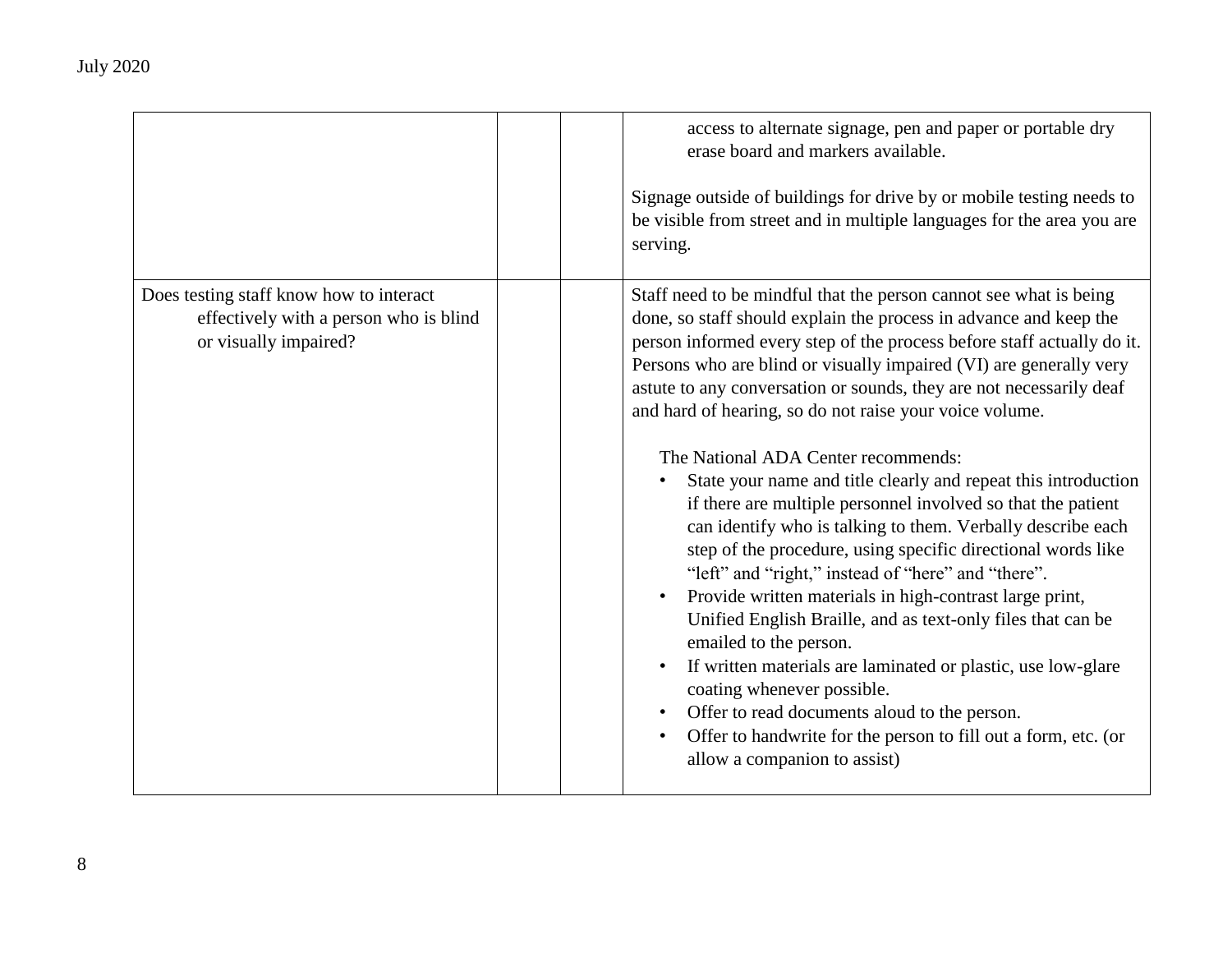|  |  |  |  |
|---|---|---|---|
|  |  |  | access to alternate signage, pen and paper or portable dry erase board and markers available.<br><br>Signage outside of buildings for drive by or mobile testing needs to be visible from street and in multiple languages for the area you are serving. |
| Does testing staff know how to interact effectively with a person who is blind or visually impaired? |  |  | Staff need to be mindful that the person cannot see what is being done, so staff should explain the process in advance and keep the person informed every step of the process before staff actually do it. Persons who are blind or visually impaired (VI) are generally very astute to any conversation or sounds, they are not necessarily deaf and hard of hearing, so do not raise your voice volume.<br><br>The National ADA Center recommends:<br>• State your name and title clearly and repeat this introduction if there are multiple personnel involved so that the patient can identify who is talking to them. Verbally describe each step of the procedure, using specific directional words like "left" and "right," instead of "here" and "there".<br>• Provide written materials in high-contrast large print, Unified English Braille, and as text-only files that can be emailed to the person.<br>• If written materials are laminated or plastic, use low-glare coating whenever possible.<br>• Offer to read documents aloud to the person.<br>• Offer to handwrite for the person to fill out a form, etc. (or allow a companion to assist) |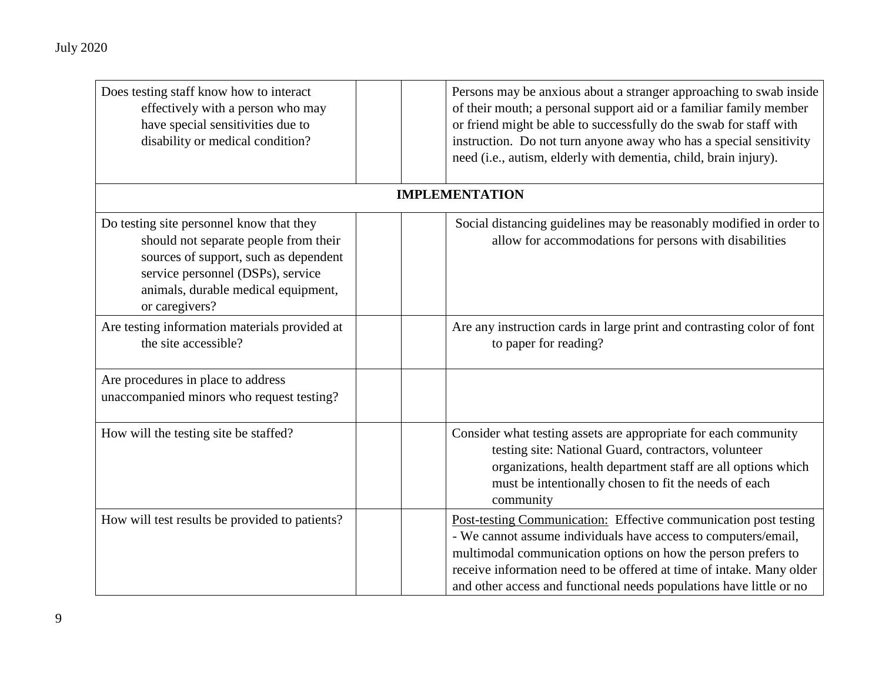| | | | |
|---|---|---|---|
| Does testing staff know how to interact effectively with a person who may have special sensitivities due to disability or medical condition? | | | Persons may be anxious about a stranger approaching to swab inside of their mouth; a personal support aid or a familiar family member or friend might be able to successfully do the swab for staff with instruction. Do not turn anyone away who has a special sensitivity need (i.e., autism, elderly with dementia, child, brain injury). |
| **IMPLEMENTATION** | | | |
| Do testing site personnel know that they should not separate people from their sources of support, such as dependent service personnel (DSPs), service animals, durable medical equipment, or caregivers? | | | Social distancing guidelines may be reasonably modified in order to allow for accommodations for persons with disabilities |
| Are testing information materials provided at the site accessible? | | | Are any instruction cards in large print and contrasting color of font to paper for reading? |
| Are procedures in place to address unaccompanied minors who request testing? | | | |
| How will the testing site be staffed? | | | Consider what testing assets are appropriate for each community testing site: National Guard, contractors, volunteer organizations, health department staff are all options which must be intentionally chosen to fit the needs of each community |
| How will test results be provided to patients? | | | Post-testing Communication: Effective communication post testing - We cannot assume individuals have access to computers/email, multimodal communication options on how the person prefers to receive information need to be offered at time of intake. Many older and other access and functional needs populations have little or no |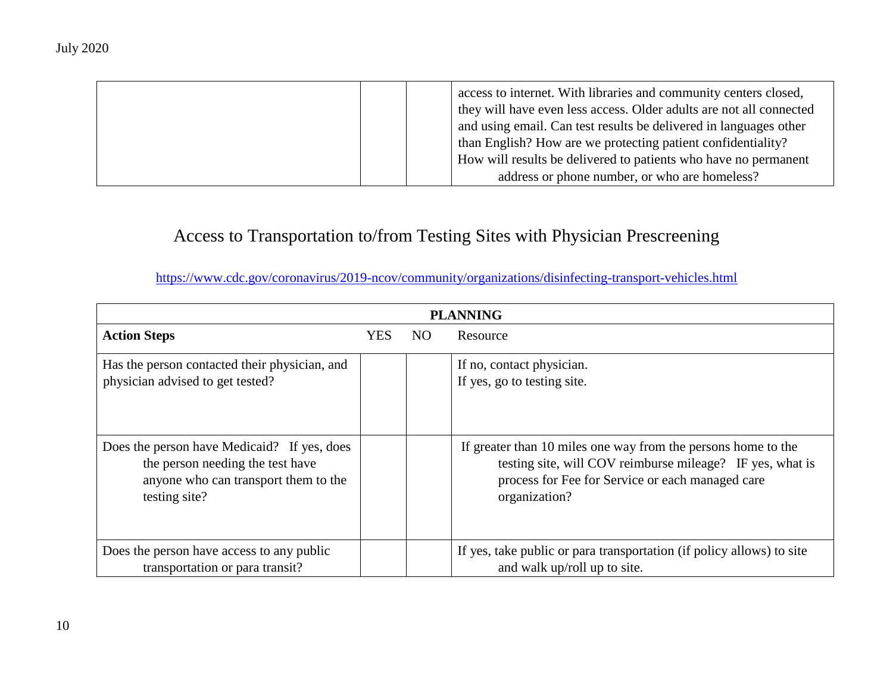| | | | |
|---|---|---|---|
| | | | access to internet. With libraries and community centers closed, they will have even less access. Older adults are not all connected and using email. Can test results be delivered in languages other than English? How are we protecting patient confidentiality? How will results be delivered to patients who have no permanent address or phone number, or who are homeless? |

## Access to Transportation to/from Testing Sites with Physician Prescreening

https://www.cdc.gov/coronavirus/2019-ncov/community/organizations/disinfecting-transport-vehicles.html

| **PLANNING** | | | |
|---|---|---|---|
| **Action Steps** | YES | NO | Resource |
| Has the person contacted their physician, and physician advised to get tested? | | | If no, contact physician.<br>If yes, go to testing site. |
| Does the person have Medicaid? If yes, does the person needing the test have anyone who can transport them to the testing site? | | | If greater than 10 miles one way from the persons home to the testing site, will COV reimburse mileage? IF yes, what is process for Fee for Service or each managed care organization? |
| Does the person have access to any public transportation or para transit? | | | If yes, take public or para transportation (if policy allows) to site and walk up/roll up to site. |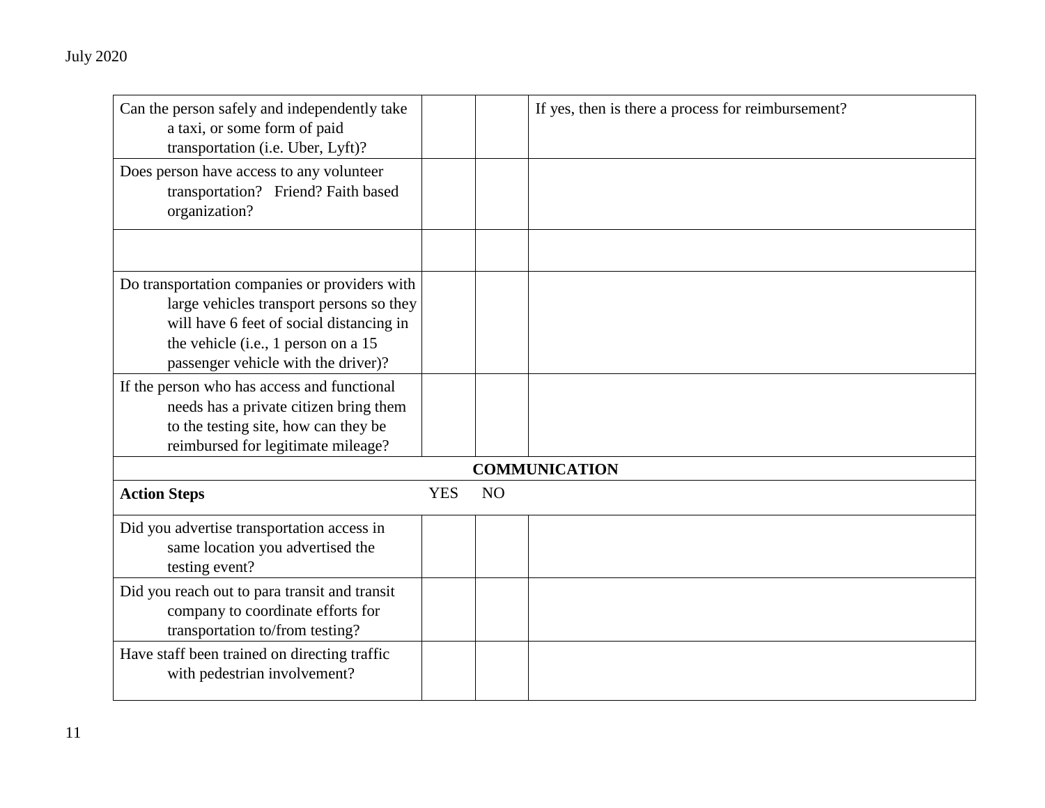| | | | |
|---|---|---|---|
| Can the person safely and independently take a taxi, or some form of paid transportation (i.e. Uber, Lyft)? | | | If yes, then is there a process for reimbursement? |
| Does person have access to any volunteer transportation? Friend? Faith based organization? | | | |
| | | | |
| Do transportation companies or providers with large vehicles transport persons so they will have 6 feet of social distancing in the vehicle (i.e., 1 person on a 15 passenger vehicle with the driver)? | | | |
| If the person who has access and functional needs has a private citizen bring them to the testing site, how can they be reimbursed for legitimate mileage? | | | |
| **COMMUNICATION** | | | |
| **Action Steps** | YES | NO | |
| Did you advertise transportation access in same location you advertised the testing event? | | | |
| Did you reach out to para transit and transit company to coordinate efforts for transportation to/from testing? | | | |
| Have staff been trained on directing traffic with pedestrian involvement? | | | |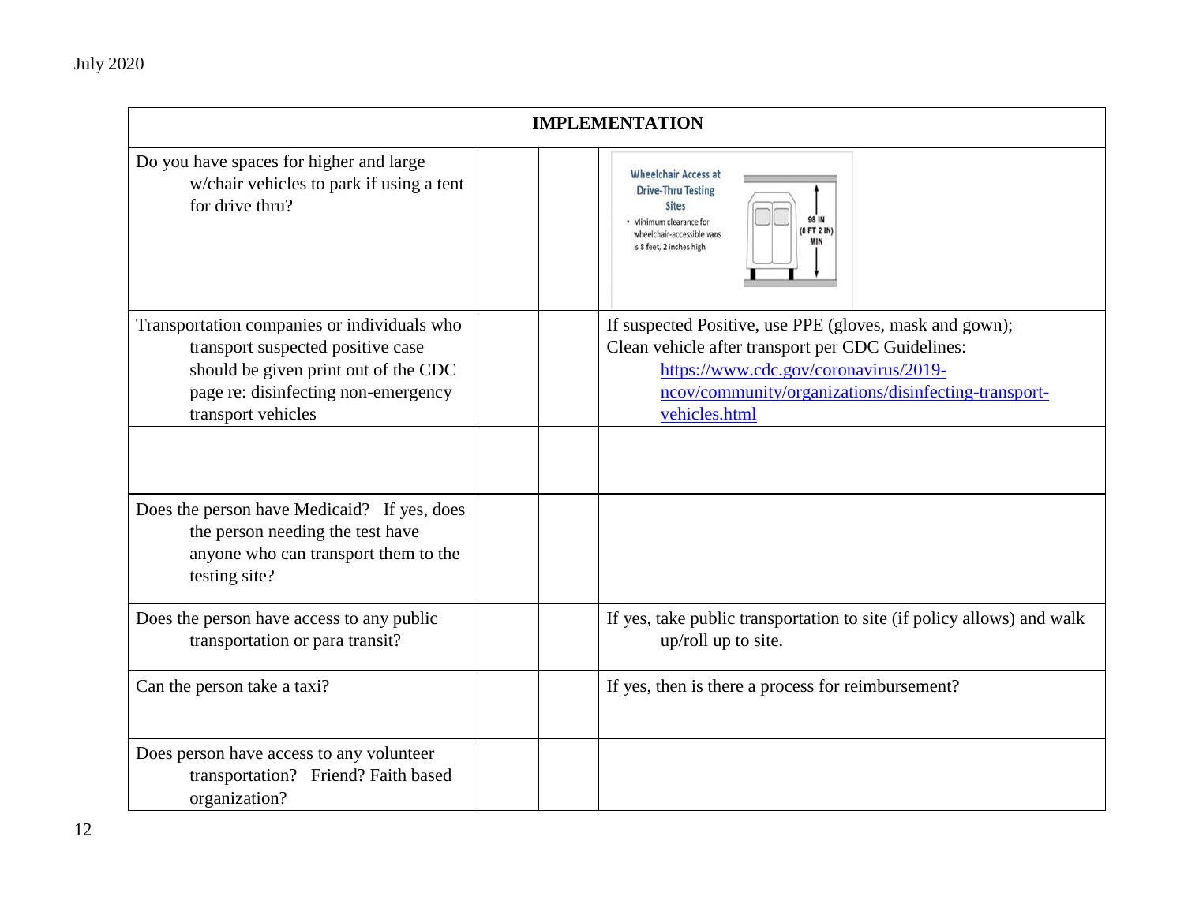| IMPLEMENTATION | | | |
|---|---|---|---|
| Do you have spaces for higher and large w/chair vehicles to park if using a tent for drive thru? | | | Wheelchair Access at Drive-Thru Testing Sites • Minimum clearance for wheelchair-accessible vans is 8 feet, 2 inches high 98 IN (8 FT 2 IN) MIN |
| Transportation companies or individuals who transport suspected positive case should be given print out of the CDC page re: disinfecting non-emergency transport vehicles | | | If suspected Positive, use PPE (gloves, mask and gown); Clean vehicle after transport per CDC Guidelines: https://www.cdc.gov/coronavirus/2019-ncov/community/organizations/disinfecting-transport-vehicles.html |
| | | | |
| Does the person have Medicaid? If yes, does the person needing the test have anyone who can transport them to the testing site? | | | |
| Does the person have access to any public transportation or para transit? | | | If yes, take public transportation to site (if policy allows) and walk up/roll up to site. |
| Can the person take a taxi? | | | If yes, then is there a process for reimbursement? |
| Does person have access to any volunteer transportation? Friend? Faith based organization? | | | |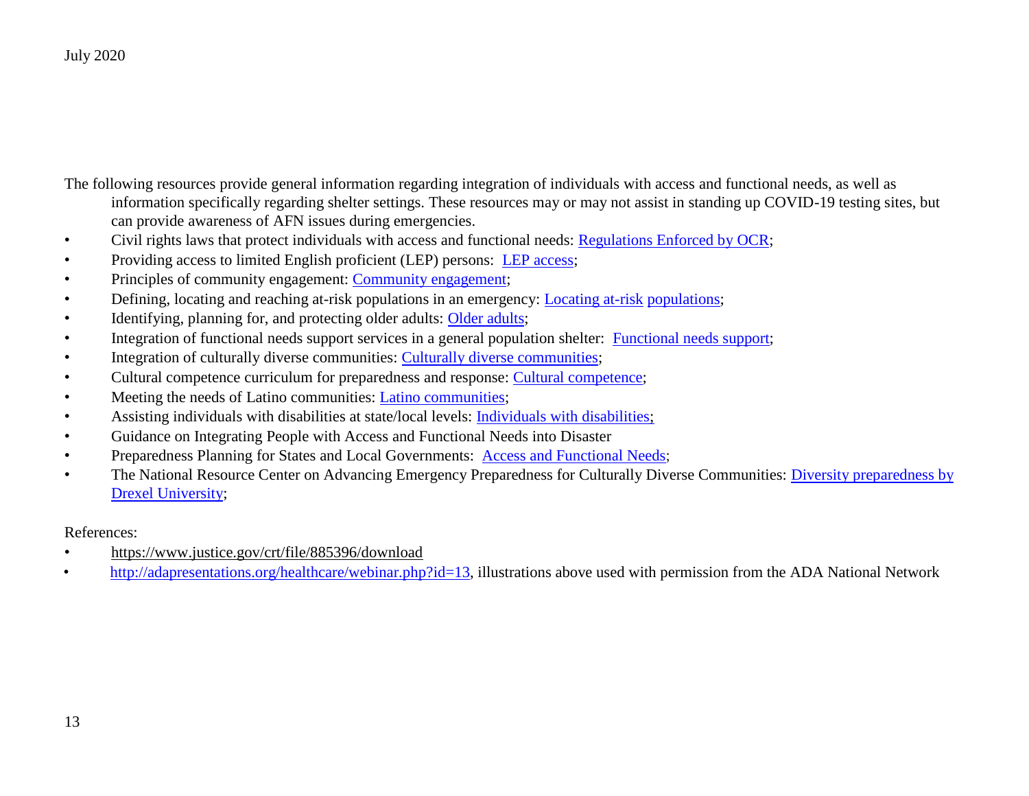The following resources provide general information regarding integration of individuals with access and functional needs, as well as information specifically regarding shelter settings. These resources may or may not assist in standing up COVID-19 testing sites, but can provide awareness of AFN issues during emergencies.

- Civil rights laws that protect individuals with access and functional needs: Regulations Enforced by OCR;
- Providing access to limited English proficient (LEP) persons: LEP access;
- Principles of community engagement: Community engagement;
- Defining, locating and reaching at-risk populations in an emergency: Locating at-risk populations;
- Identifying, planning for, and protecting older adults: Older adults;
- Integration of functional needs support services in a general population shelter: Functional needs support;
- Integration of culturally diverse communities: Culturally diverse communities;
- Cultural competence curriculum for preparedness and response: Cultural competence;
- Meeting the needs of Latino communities: Latino communities;
- Assisting individuals with disabilities at state/local levels: Individuals with disabilities;
- Guidance on Integrating People with Access and Functional Needs into Disaster
- Preparedness Planning for States and Local Governments: Access and Functional Needs;
- The National Resource Center on Advancing Emergency Preparedness for Culturally Diverse Communities: Diversity preparedness by Drexel University;

References:

- https://www.justice.gov/crt/file/885396/download
- http://adapresentations.org/healthcare/webinar.php?id=13, illustrations above used with permission from the ADA National Network